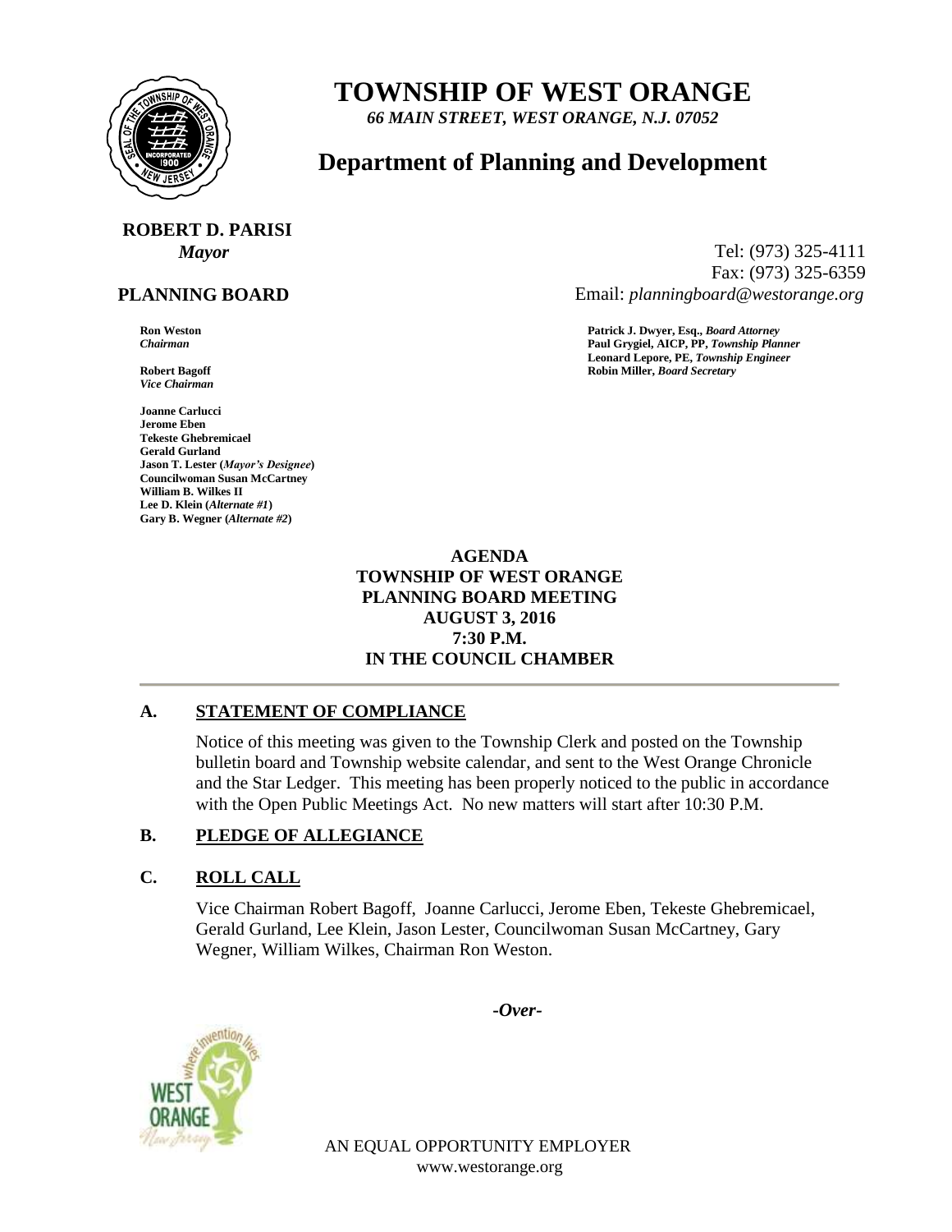# TOWNSHIP OF WEST ORANGE

*66 MAIN STREET, WEST ORANGE, N.J. 07052*

## Department of Planning and Development

**ROBERT D. PARISI**
***Mayor***

Tel: (973) 325-4111
Fax: (973) 325-6359
Email: *planningboard@westorange.org*

**PLANNING BOARD**

**Ron Weston**
***Chairman***

**Robert Bagoff**
***Vice Chairman***

**Joanne Carlucci**
**Jerome Eben**
**Tekeste Ghebremicael**
**Gerald Gurland**
**Jason T. Lester (*Mayor's Designee*)**
**Councilwoman Susan McCartney**
**William B. Wilkes II**
**Lee D. Klein (*Alternate #1*)**
**Gary B. Wegner (*Alternate #2*)**

**Patrick J. Dwyer, Esq., *Board Attorney***
**Paul Grygiel, AICP, PP, *Township Planner***
**Leonard Lepore, PE, *Township Engineer***
**Robin Miller, *Board Secretary***

**AGENDA**
**TOWNSHIP OF WEST ORANGE**
**PLANNING BOARD MEETING**
**AUGUST 3, 2016**
**7:30 P.M.**
**IN THE COUNCIL CHAMBER**

---

### A. STATEMENT OF COMPLIANCE

Notice of this meeting was given to the Township Clerk and posted on the Township bulletin board and Township website calendar, and sent to the West Orange Chronicle and the Star Ledger. This meeting has been properly noticed to the public in accordance with the Open Public Meetings Act. No new matters will start after 10:30 P.M.

### B. PLEDGE OF ALLEGIANCE

### C. ROLL CALL

Vice Chairman Robert Bagoff, Joanne Carlucci, Jerome Eben, Tekeste Ghebremicael, Gerald Gurland, Lee Klein, Jason Lester, Councilwoman Susan McCartney, Gary Wegner, William Wilkes, Chairman Ron Weston.

*-Over-*

AN EQUAL OPPORTUNITY EMPLOYER
www.westorange.org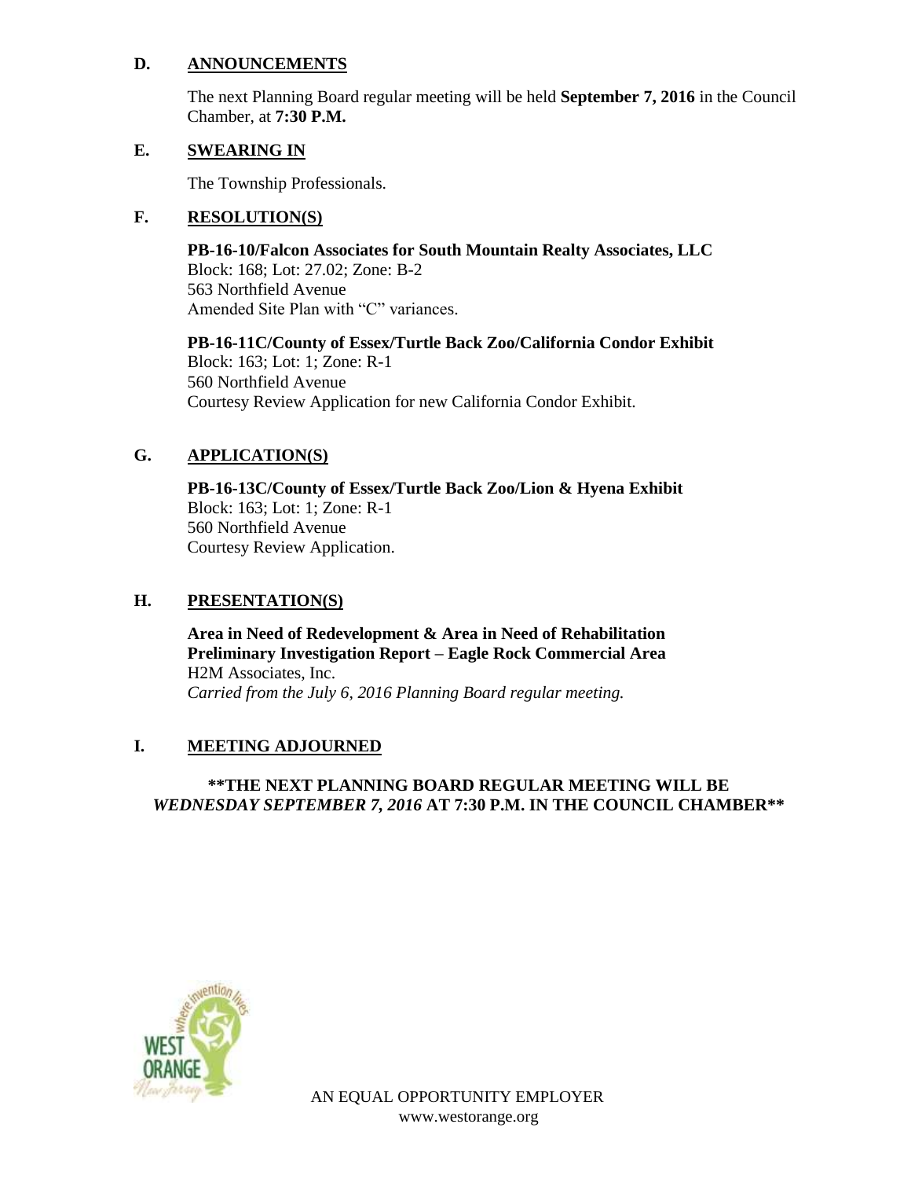## D. ANNOUNCEMENTS

The next Planning Board regular meeting will be held **September 7, 2016** in the Council Chamber, at **7:30 P.M.**

## E. SWEARING IN

The Township Professionals.

## F. RESOLUTION(S)

**PB-16-10/Falcon Associates for South Mountain Realty Associates, LLC**
Block: 168; Lot: 27.02; Zone: B-2
563 Northfield Avenue
Amended Site Plan with "C" variances.

**PB-16-11C/County of Essex/Turtle Back Zoo/California Condor Exhibit**
Block: 163; Lot: 1; Zone: R-1
560 Northfield Avenue
Courtesy Review Application for new California Condor Exhibit.

## G. APPLICATION(S)

**PB-16-13C/County of Essex/Turtle Back Zoo/Lion & Hyena Exhibit**
Block: 163; Lot: 1; Zone: R-1
560 Northfield Avenue
Courtesy Review Application.

## H. PRESENTATION(S)

**Area in Need of Redevelopment & Area in Need of Rehabilitation**
**Preliminary Investigation Report – Eagle Rock Commercial Area**
H2M Associates, Inc.
*Carried from the July 6, 2016 Planning Board regular meeting.*

## I. MEETING ADJOURNED

**\*\*THE NEXT PLANNING BOARD REGULAR MEETING WILL BE *WEDNESDAY SEPTEMBER 7, 2016* AT 7:30 P.M. IN THE COUNCIL CHAMBER\*\***

AN EQUAL OPPORTUNITY EMPLOYER
www.westorange.org